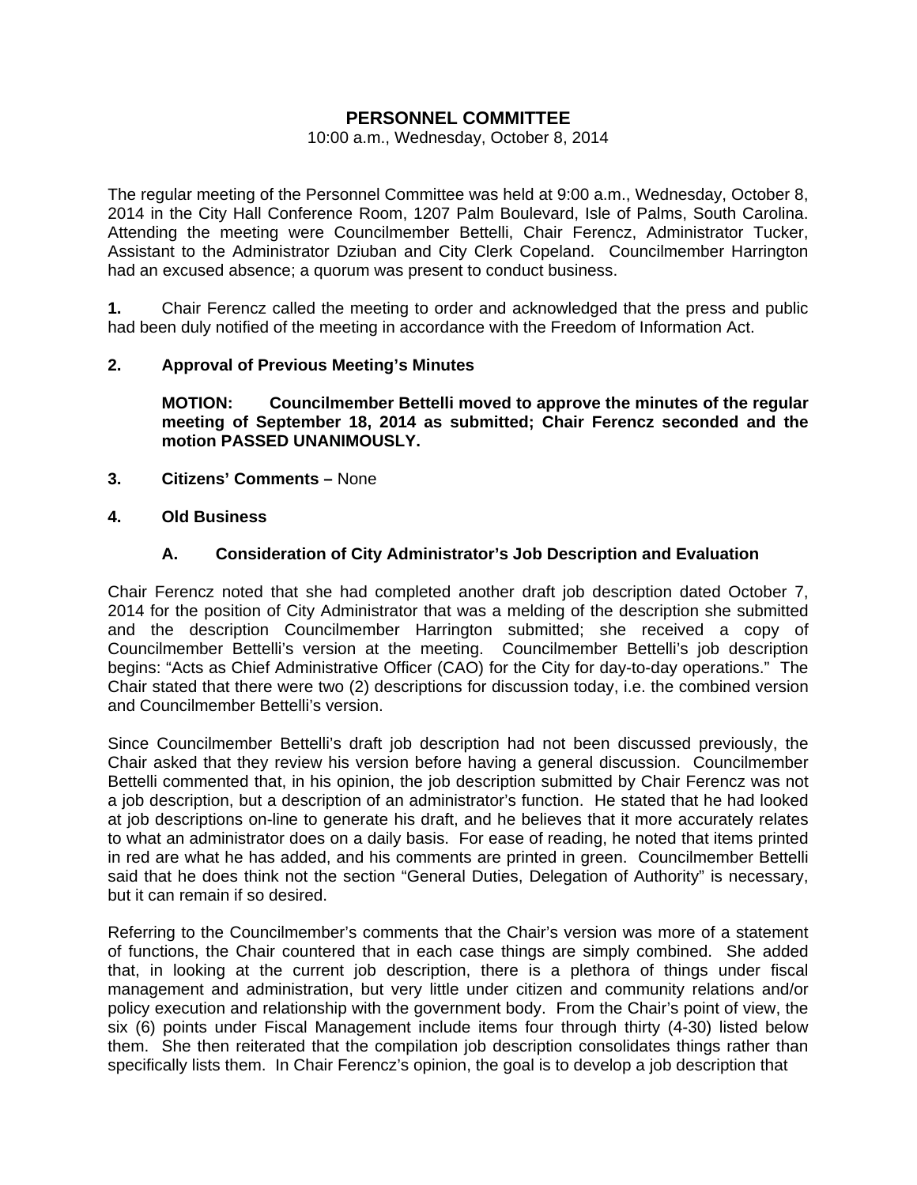# PERSONNEL COMMITTEE

10:00 a.m., Wednesday, October 8, 2014

The regular meeting of the Personnel Committee was held at 9:00 a.m., Wednesday, October 8, 2014 in the City Hall Conference Room, 1207 Palm Boulevard, Isle of Palms, South Carolina. Attending the meeting were Councilmember Bettelli, Chair Ferencz, Administrator Tucker, Assistant to the Administrator Dziuban and City Clerk Copeland. Councilmember Harrington had an excused absence; a quorum was present to conduct business.

**1.** Chair Ferencz called the meeting to order and acknowledged that the press and public had been duly notified of the meeting in accordance with the Freedom of Information Act.

**2. Approval of Previous Meeting's Minutes**

**MOTION: Councilmember Bettelli moved to approve the minutes of the regular meeting of September 18, 2014 as submitted; Chair Ferencz seconded and the motion PASSED UNANIMOUSLY.**

**3. Citizens' Comments –** None

**4. Old Business**

**A. Consideration of City Administrator's Job Description and Evaluation**

Chair Ferencz noted that she had completed another draft job description dated October 7, 2014 for the position of City Administrator that was a melding of the description she submitted and the description Councilmember Harrington submitted; she received a copy of Councilmember Bettelli's version at the meeting. Councilmember Bettelli's job description begins: "Acts as Chief Administrative Officer (CAO) for the City for day-to-day operations." The Chair stated that there were two (2) descriptions for discussion today, i.e. the combined version and Councilmember Bettelli's version.

Since Councilmember Bettelli's draft job description had not been discussed previously, the Chair asked that they review his version before having a general discussion. Councilmember Bettelli commented that, in his opinion, the job description submitted by Chair Ferencz was not a job description, but a description of an administrator's function. He stated that he had looked at job descriptions on-line to generate his draft, and he believes that it more accurately relates to what an administrator does on a daily basis. For ease of reading, he noted that items printed in red are what he has added, and his comments are printed in green. Councilmember Bettelli said that he does think not the section "General Duties, Delegation of Authority" is necessary, but it can remain if so desired.

Referring to the Councilmember's comments that the Chair's version was more of a statement of functions, the Chair countered that in each case things are simply combined. She added that, in looking at the current job description, there is a plethora of things under fiscal management and administration, but very little under citizen and community relations and/or policy execution and relationship with the government body. From the Chair's point of view, the six (6) points under Fiscal Management include items four through thirty (4-30) listed below them. She then reiterated that the compilation job description consolidates things rather than specifically lists them. In Chair Ferencz's opinion, the goal is to develop a job description that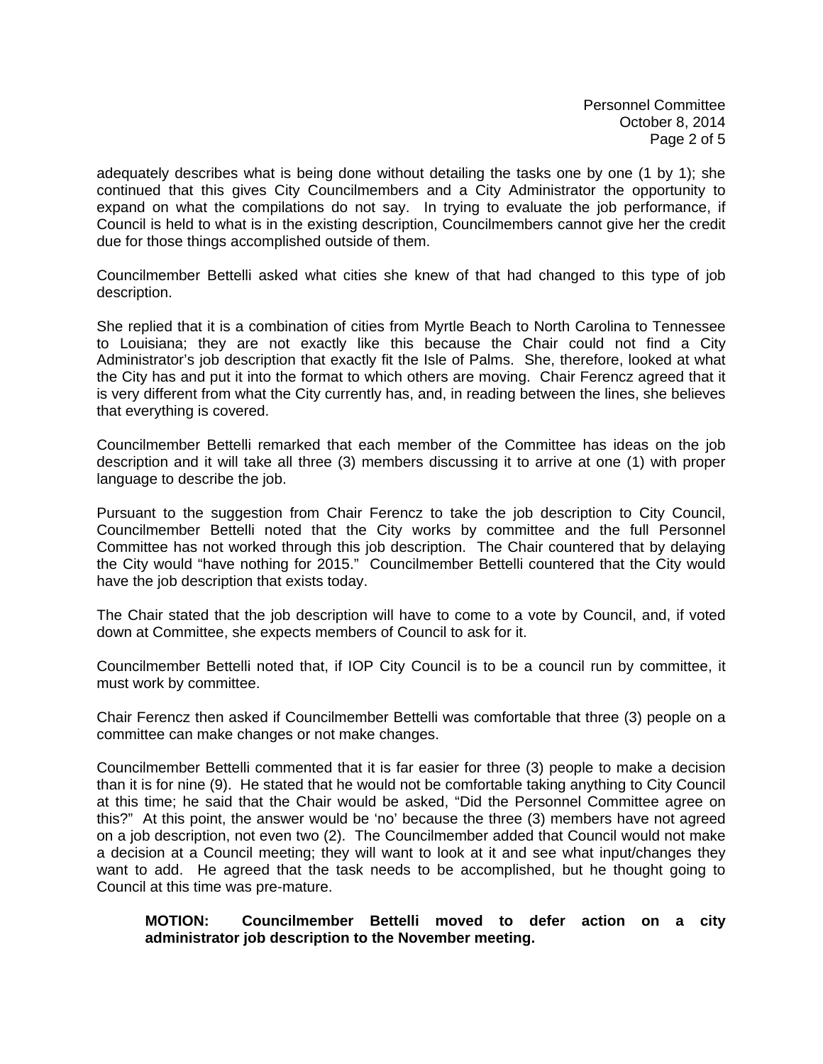adequately describes what is being done without detailing the tasks one by one (1 by 1); she continued that this gives City Councilmembers and a City Administrator the opportunity to expand on what the compilations do not say. In trying to evaluate the job performance, if Council is held to what is in the existing description, Councilmembers cannot give her the credit due for those things accomplished outside of them.

Councilmember Bettelli asked what cities she knew of that had changed to this type of job description.

She replied that it is a combination of cities from Myrtle Beach to North Carolina to Tennessee to Louisiana; they are not exactly like this because the Chair could not find a City Administrator's job description that exactly fit the Isle of Palms. She, therefore, looked at what the City has and put it into the format to which others are moving. Chair Ferencz agreed that it is very different from what the City currently has, and, in reading between the lines, she believes that everything is covered.

Councilmember Bettelli remarked that each member of the Committee has ideas on the job description and it will take all three (3) members discussing it to arrive at one (1) with proper language to describe the job.

Pursuant to the suggestion from Chair Ferencz to take the job description to City Council, Councilmember Bettelli noted that the City works by committee and the full Personnel Committee has not worked through this job description. The Chair countered that by delaying the City would "have nothing for 2015." Councilmember Bettelli countered that the City would have the job description that exists today.

The Chair stated that the job description will have to come to a vote by Council, and, if voted down at Committee, she expects members of Council to ask for it.

Councilmember Bettelli noted that, if IOP City Council is to be a council run by committee, it must work by committee.

Chair Ferencz then asked if Councilmember Bettelli was comfortable that three (3) people on a committee can make changes or not make changes.

Councilmember Bettelli commented that it is far easier for three (3) people to make a decision than it is for nine (9). He stated that he would not be comfortable taking anything to City Council at this time; he said that the Chair would be asked, "Did the Personnel Committee agree on this?" At this point, the answer would be 'no' because the three (3) members have not agreed on a job description, not even two (2). The Councilmember added that Council would not make a decision at a Council meeting; they will want to look at it and see what input/changes they want to add. He agreed that the task needs to be accomplished, but he thought going to Council at this time was pre-mature.

**MOTION: Councilmember Bettelli moved to defer action on a city administrator job description to the November meeting.**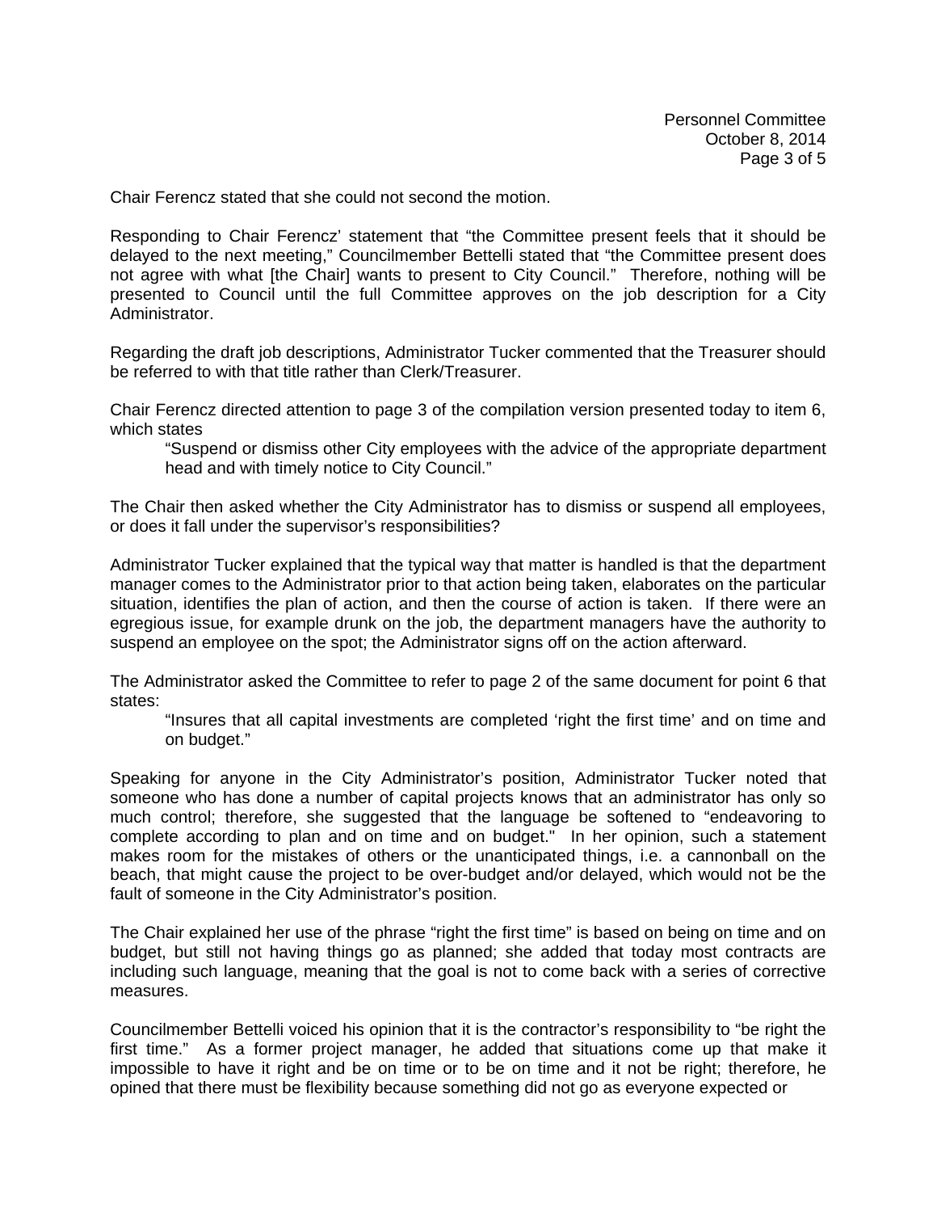Chair Ferencz stated that she could not second the motion.

Responding to Chair Ferencz' statement that "the Committee present feels that it should be delayed to the next meeting," Councilmember Bettelli stated that "the Committee present does not agree with what [the Chair] wants to present to City Council." Therefore, nothing will be presented to Council until the full Committee approves on the job description for a City Administrator.

Regarding the draft job descriptions, Administrator Tucker commented that the Treasurer should be referred to with that title rather than Clerk/Treasurer.

Chair Ferencz directed attention to page 3 of the compilation version presented today to item 6, which states

> "Suspend or dismiss other City employees with the advice of the appropriate department head and with timely notice to City Council."

The Chair then asked whether the City Administrator has to dismiss or suspend all employees, or does it fall under the supervisor's responsibilities?

Administrator Tucker explained that the typical way that matter is handled is that the department manager comes to the Administrator prior to that action being taken, elaborates on the particular situation, identifies the plan of action, and then the course of action is taken. If there were an egregious issue, for example drunk on the job, the department managers have the authority to suspend an employee on the spot; the Administrator signs off on the action afterward.

The Administrator asked the Committee to refer to page 2 of the same document for point 6 that states:

> "Insures that all capital investments are completed 'right the first time' and on time and on budget."

Speaking for anyone in the City Administrator's position, Administrator Tucker noted that someone who has done a number of capital projects knows that an administrator has only so much control; therefore, she suggested that the language be softened to "endeavoring to complete according to plan and on time and on budget." In her opinion, such a statement makes room for the mistakes of others or the unanticipated things, i.e. a cannonball on the beach, that might cause the project to be over-budget and/or delayed, which would not be the fault of someone in the City Administrator's position.

The Chair explained her use of the phrase "right the first time" is based on being on time and on budget, but still not having things go as planned; she added that today most contracts are including such language, meaning that the goal is not to come back with a series of corrective measures.

Councilmember Bettelli voiced his opinion that it is the contractor's responsibility to "be right the first time." As a former project manager, he added that situations come up that make it impossible to have it right and be on time or to be on time and it not be right; therefore, he opined that there must be flexibility because something did not go as everyone expected or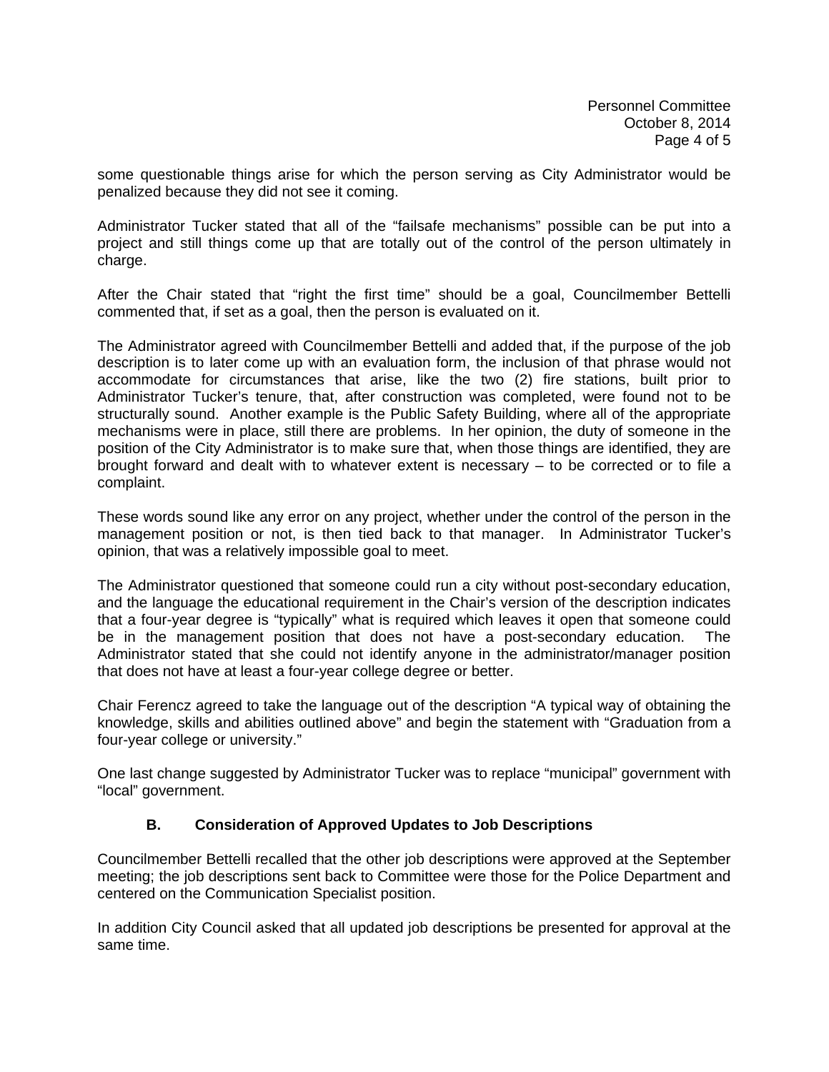some questionable things arise for which the person serving as City Administrator would be penalized because they did not see it coming.

Administrator Tucker stated that all of the “failsafe mechanisms” possible can be put into a project and still things come up that are totally out of the control of the person ultimately in charge.

After the Chair stated that “right the first time” should be a goal, Councilmember Bettelli commented that, if set as a goal, then the person is evaluated on it.

The Administrator agreed with Councilmember Bettelli and added that, if the purpose of the job description is to later come up with an evaluation form, the inclusion of that phrase would not accommodate for circumstances that arise, like the two (2) fire stations, built prior to Administrator Tucker’s tenure, that, after construction was completed, were found not to be structurally sound. Another example is the Public Safety Building, where all of the appropriate mechanisms were in place, still there are problems. In her opinion, the duty of someone in the position of the City Administrator is to make sure that, when those things are identified, they are brought forward and dealt with to whatever extent is necessary – to be corrected or to file a complaint.

These words sound like any error on any project, whether under the control of the person in the management position or not, is then tied back to that manager. In Administrator Tucker’s opinion, that was a relatively impossible goal to meet.

The Administrator questioned that someone could run a city without post-secondary education, and the language the educational requirement in the Chair’s version of the description indicates that a four-year degree is “typically” what is required which leaves it open that someone could be in the management position that does not have a post-secondary education. The Administrator stated that she could not identify anyone in the administrator/manager position that does not have at least a four-year college degree or better.

Chair Ferencz agreed to take the language out of the description “A typical way of obtaining the knowledge, skills and abilities outlined above” and begin the statement with “Graduation from a four-year college or university.”

One last change suggested by Administrator Tucker was to replace “municipal” government with “local” government.

### B. Consideration of Approved Updates to Job Descriptions

Councilmember Bettelli recalled that the other job descriptions were approved at the September meeting; the job descriptions sent back to Committee were those for the Police Department and centered on the Communication Specialist position.

In addition City Council asked that all updated job descriptions be presented for approval at the same time.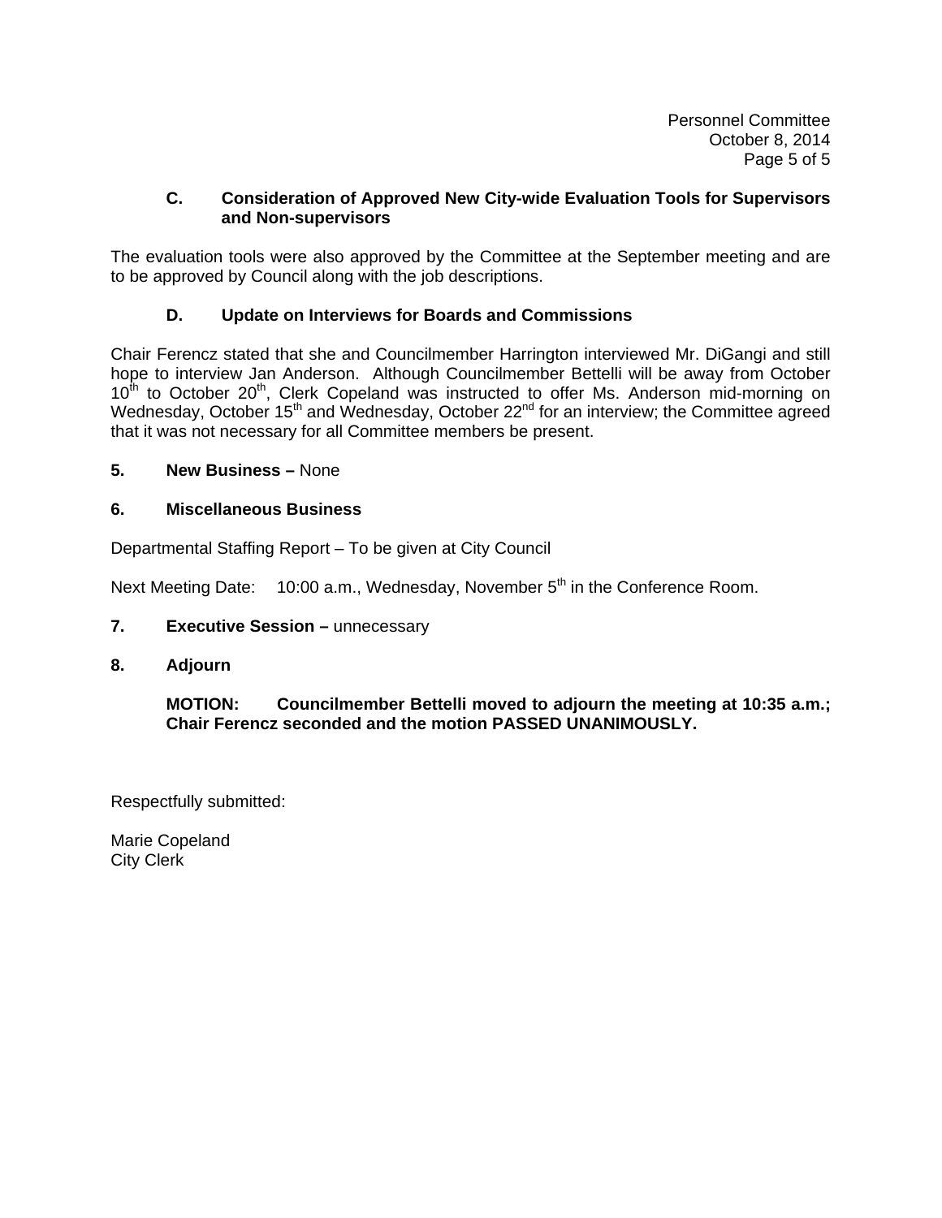### C. Consideration of Approved New City-wide Evaluation Tools for Supervisors and Non-supervisors

The evaluation tools were also approved by the Committee at the September meeting and are to be approved by Council along with the job descriptions.

### D. Update on Interviews for Boards and Commissions

Chair Ferencz stated that she and Councilmember Harrington interviewed Mr. DiGangi and still hope to interview Jan Anderson. Although Councilmember Bettelli will be away from October 10th to October 20th, Clerk Copeland was instructed to offer Ms. Anderson mid-morning on Wednesday, October 15th and Wednesday, October 22nd for an interview; the Committee agreed that it was not necessary for all Committee members be present.

**5. New Business –** None

**6. Miscellaneous Business**

Departmental Staffing Report – To be given at City Council

Next Meeting Date: 10:00 a.m., Wednesday, November 5th in the Conference Room.

**7. Executive Session –** unnecessary

**8. Adjourn**

**MOTION: Councilmember Bettelli moved to adjourn the meeting at 10:35 a.m.; Chair Ferencz seconded and the motion PASSED UNANIMOUSLY.**

Respectfully submitted:

Marie Copeland
City Clerk